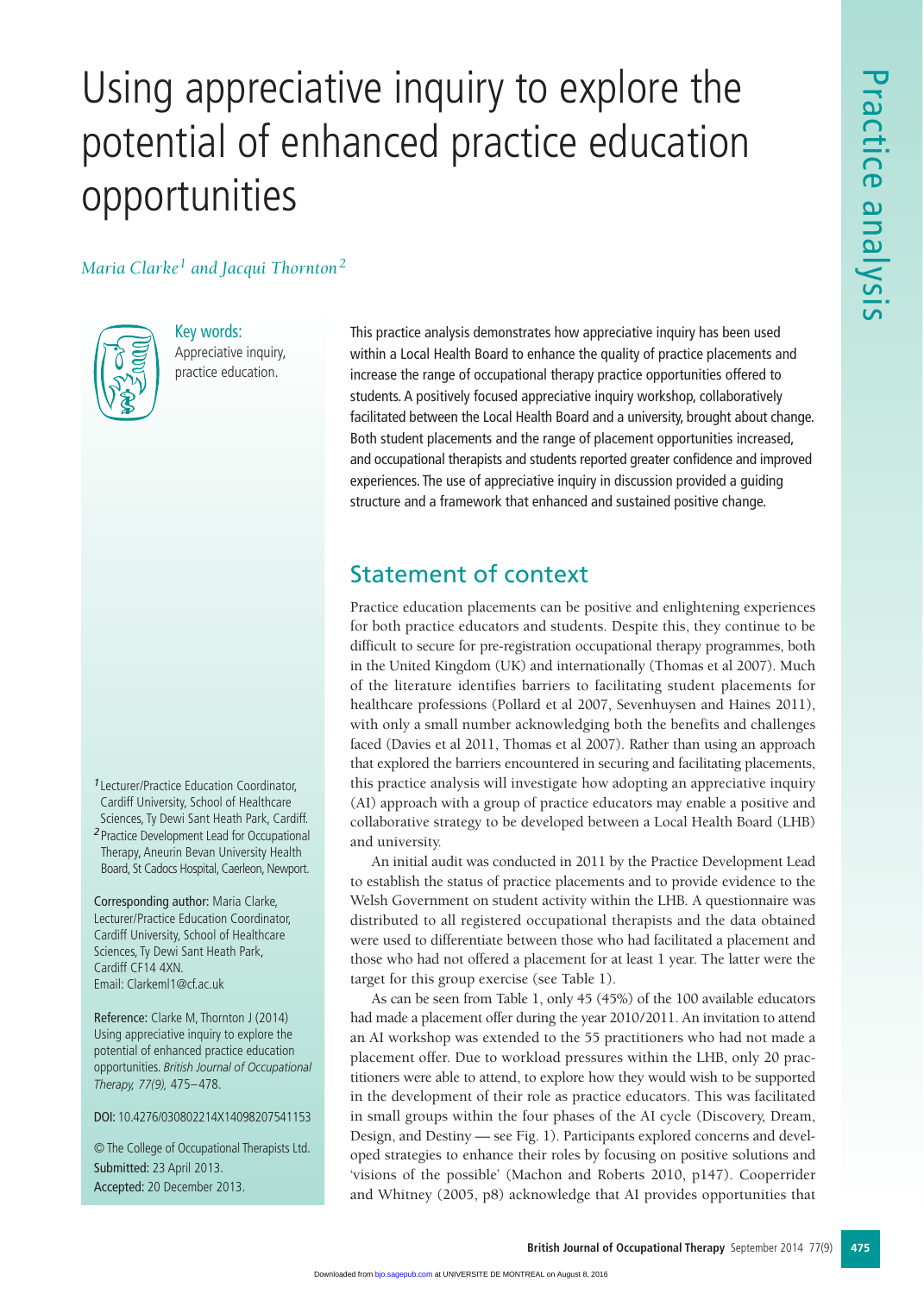# Using appreciative inquiry to explore the potential of enhanced practice education opportunities

*Maria Clarke[1] and Jacqui Thornton[2]*

**Key words:** Appreciative inquiry, practice education.

This practice analysis demonstrates how appreciative inquiry has been used within a Local Health Board to enhance the quality of practice placements and increase the range of occupational therapy practice opportunities offered to students. A positively focused appreciative inquiry workshop, collaboratively facilitated between the Local Health Board and a university, brought about change. Both student placements and the range of placement opportunities increased, and occupational therapists and students reported greater confidence and improved experiences. The use of appreciative inquiry in discussion provided a guiding structure and a framework that enhanced and sustained positive change.

[1] Lecturer/Practice Education Coordinator, Cardiff University, School of Healthcare Sciences, Ty Dewi Sant Heath Park, Cardiff.
[2] Practice Development Lead for Occupational Therapy, Aneurin Bevan University Health Board, St Cadocs Hospital, Caerleon, Newport.

**Corresponding author:** Maria Clarke, Lecturer/Practice Education Coordinator, Cardiff University, School of Healthcare Sciences, Ty Dewi Sant Heath Park, Cardiff CF14 4XN.
Email: Clarkeml1@cf.ac.uk

**Reference:** Clarke M, Thornton J (2014) Using appreciative inquiry to explore the potential of enhanced practice education opportunities. *British Journal of Occupational Therapy, 77(9),* 475–478.

**DOI:** 10.4276/030802214X14098207541153

© The College of Occupational Therapists Ltd.
**Submitted:** 23 April 2013.
**Accepted:** 20 December 2013.

## Statement of context

Practice education placements can be positive and enlightening experiences for both practice educators and students. Despite this, they continue to be difficult to secure for pre-registration occupational therapy programmes, both in the United Kingdom (UK) and internationally (Thomas et al 2007). Much of the literature identifies barriers to facilitating student placements for healthcare professions (Pollard et al 2007, Sevenhuysen and Haines 2011), with only a small number acknowledging both the benefits and challenges faced (Davies et al 2011, Thomas et al 2007). Rather than using an approach that explored the barriers encountered in securing and facilitating placements, this practice analysis will investigate how adopting an appreciative inquiry (AI) approach with a group of practice educators may enable a positive and collaborative strategy to be developed between a Local Health Board (LHB) and university.

An initial audit was conducted in 2011 by the Practice Development Lead to establish the status of practice placements and to provide evidence to the Welsh Government on student activity within the LHB. A questionnaire was distributed to all registered occupational therapists and the data obtained were used to differentiate between those who had facilitated a placement and those who had not offered a placement for at least 1 year. The latter were the target for this group exercise (see Table 1).

As can be seen from Table 1, only 45 (45%) of the 100 available educators had made a placement offer during the year 2010/2011. An invitation to attend an AI workshop was extended to the 55 practitioners who had not made a placement offer. Due to workload pressures within the LHB, only 20 practitioners were able to attend, to explore how they would wish to be supported in the development of their role as practice educators. This was facilitated in small groups within the four phases of the AI cycle (Discovery, Dream, Design, and Destiny — see Fig. 1). Participants explored concerns and developed strategies to enhance their roles by focusing on positive solutions and 'visions of the possible' (Machon and Roberts 2010, p147). Cooperrider and Whitney (2005, p8) acknowledge that AI provides opportunities that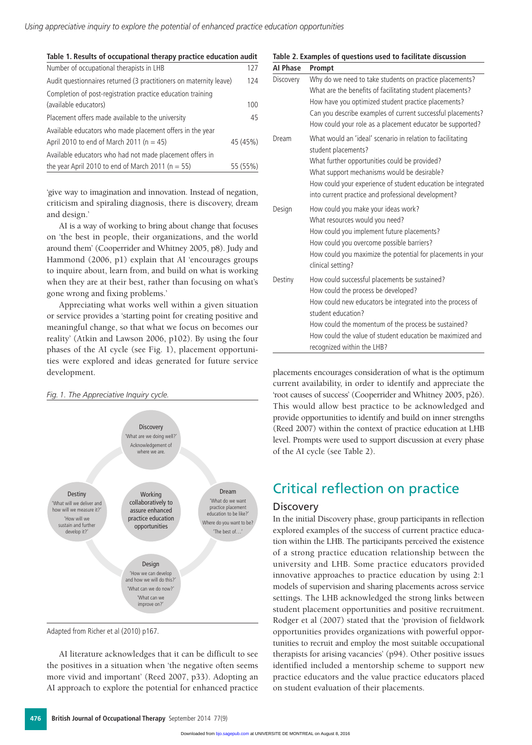**Table 1. Results of occupational therapy practice education audit**

| | |
|---|---|
| Number of occupational therapists in LHB | 127 |
| Audit questionnaires returned (3 practitioners on maternity leave) | 124 |
| Completion of post-registration practice education training (available educators) | 100 |
| Placement offers made available to the university | 45 |
| Available educators who made placement offers in the year April 2010 to end of March 2011 (n = 45) | 45 (45%) |
| Available educators who had not made placement offers in the year April 2010 to end of March 2011 (n = 55) | 55 (55%) |

'give way to imagination and innovation. Instead of negation, criticism and spiraling diagnosis, there is discovery, dream and design.'

AI is a way of working to bring about change that focuses on 'the best in people, their organizations, and the world around them' (Cooperrider and Whitney 2005, p8). Judy and Hammond (2006, p1) explain that AI 'encourages groups to inquire about, learn from, and build on what is working when they are at their best, rather than focusing on what's gone wrong and fixing problems.'

Appreciating what works well within a given situation or service provides a 'starting point for creating positive and meaningful change, so that what we focus on becomes our reality' (Atkin and Lawson 2006, p102). By using the four phases of the AI cycle (see Fig. 1), placement opportunities were explored and ideas generated for future service development.

*Fig. 1. The Appreciative Inquiry cycle.*

Discovery
'What are we doing well?'
Acknowledgement of where we are.

Dream
'What do we want practice placement education to be like?'
Where do you want to be?
'The best of…'

Design
'How we can develop and how we will do this?'
'What can we do now?'
'What can we improve on?'

Destiny
'What will we deliver and how will we measure it?'
'How will we sustain and further develop it?'

Working collaboratively to assure enhanced practice education opportunities

Adapted from Richer et al (2010) p167.

AI literature acknowledges that it can be difficult to see the positives in a situation when 'the negative often seems more vivid and important' (Reed 2007, p33). Adopting an AI approach to explore the potential for enhanced practice placements encourages consideration of what is the optimum current availability, in order to identify and appreciate the 'root causes of success' (Cooperrider and Whitney 2005, p26). This would allow best practice to be acknowledged and provide opportunities to identify and build on inner strengths (Reed 2007) within the context of practice education at LHB level. Prompts were used to support discussion at every phase of the AI cycle (see Table 2).

**Table 2. Examples of questions used to facilitate discussion**

| AI Phase | Prompt |
|---|---|
| Discovery | Why do we need to take students on practice placements?<br>What are the benefits of facilitating student placements?<br>How have you optimized student practice placements?<br>Can you describe examples of current successful placements?<br>How could your role as a placement educator be supported? |
| Dream | What would an 'ideal' scenario in relation to facilitating student placements?<br>What further opportunities could be provided?<br>What support mechanisms would be desirable?<br>How could your experience of student education be integrated into current practice and professional development? |
| Design | How could you make your ideas work?<br>What resources would you need?<br>How could you implement future placements?<br>How could you overcome possible barriers?<br>How could you maximize the potential for placements in your clinical setting? |
| Destiny | How could successful placements be sustained?<br>How could the process be developed?<br>How could new educators be integrated into the process of student education?<br>How could the momentum of the process be sustained?<br>How could the value of student education be maximized and recognized within the LHB? |

## Critical reflection on practice

### Discovery

In the initial Discovery phase, group participants in reflection explored examples of the success of current practice education within the LHB. The participants perceived the existence of a strong practice education relationship between the university and LHB. Some practice educators provided innovative approaches to practice education by using 2:1 models of supervision and sharing placements across service settings. The LHB acknowledged the strong links between student placement opportunities and positive recruitment. Rodger et al (2007) stated that the 'provision of fieldwork opportunities provides organizations with powerful opportunities to recruit and employ the most suitable occupational therapists for arising vacancies' (p94). Other positive issues identified included a mentorship scheme to support new practice educators and the value practice educators placed on student evaluation of their placements.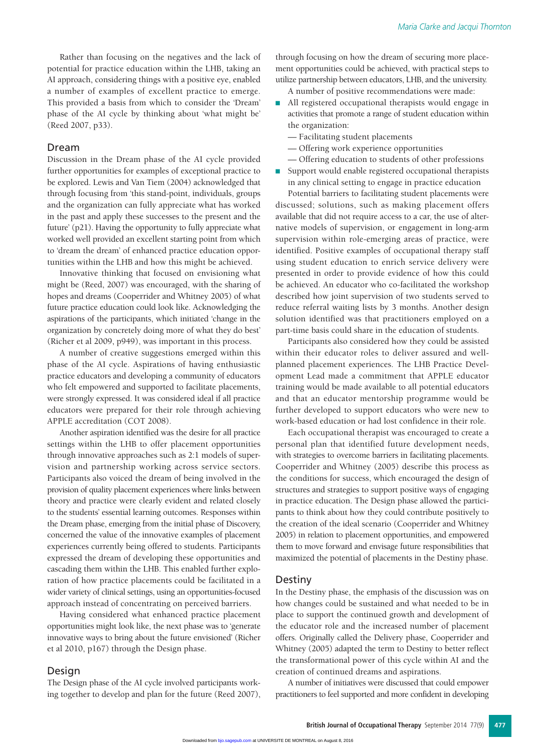Rather than focusing on the negatives and the lack of potential for practice education within the LHB, taking an AI approach, considering things with a positive eye, enabled a number of examples of excellent practice to emerge. This provided a basis from which to consider the 'Dream' phase of the AI cycle by thinking about 'what might be' (Reed 2007, p33).

## Dream

Discussion in the Dream phase of the AI cycle provided further opportunities for examples of exceptional practice to be explored. Lewis and Van Tiem (2004) acknowledged that through focusing from 'this stand-point, individuals, groups and the organization can fully appreciate what has worked in the past and apply these successes to the present and the future' (p21). Having the opportunity to fully appreciate what worked well provided an excellent starting point from which to 'dream the dream' of enhanced practice education opportunities within the LHB and how this might be achieved.

Innovative thinking that focused on envisioning what might be (Reed, 2007) was encouraged, with the sharing of hopes and dreams (Cooperrider and Whitney 2005) of what future practice education could look like. Acknowledging the aspirations of the participants, which initiated 'change in the organization by concretely doing more of what they do best' (Richer et al 2009, p949), was important in this process.

A number of creative suggestions emerged within this phase of the AI cycle. Aspirations of having enthusiastic practice educators and developing a community of educators who felt empowered and supported to facilitate placements, were strongly expressed. It was considered ideal if all practice educators were prepared for their role through achieving APPLE accreditation (COT 2008).

Another aspiration identified was the desire for all practice settings within the LHB to offer placement opportunities through innovative approaches such as 2:1 models of supervision and partnership working across service sectors. Participants also voiced the dream of being involved in the provision of quality placement experiences where links between theory and practice were clearly evident and related closely to the students' essential learning outcomes. Responses within the Dream phase, emerging from the initial phase of Discovery, concerned the value of the innovative examples of placement experiences currently being offered to students. Participants expressed the dream of developing these opportunities and cascading them within the LHB. This enabled further exploration of how practice placements could be facilitated in a wider variety of clinical settings, using an opportunities-focused approach instead of concentrating on perceived barriers.

Having considered what enhanced practice placement opportunities might look like, the next phase was to 'generate innovative ways to bring about the future envisioned' (Richer et al 2010, p167) through the Design phase.

## Design

The Design phase of the AI cycle involved participants working together to develop and plan for the future (Reed 2007), through focusing on how the dream of securing more placement opportunities could be achieved, with practical steps to utilize partnership between educators, LHB, and the university.

A number of positive recommendations were made:

- All registered occupational therapists would engage in activities that promote a range of student education within the organization:
  - — Facilitating student placements
  - — Offering work experience opportunities
  - — Offering education to students of other professions
- Support would enable registered occupational therapists in any clinical setting to engage in practice education

Potential barriers to facilitating student placements were discussed; solutions, such as making placement offers available that did not require access to a car, the use of alternative models of supervision, or engagement in long-arm supervision within role-emerging areas of practice, were identified. Positive examples of occupational therapy staff using student education to enrich service delivery were presented in order to provide evidence of how this could be achieved. An educator who co-facilitated the workshop described how joint supervision of two students served to reduce referral waiting lists by 3 months. Another design solution identified was that practitioners employed on a part-time basis could share in the education of students.

Participants also considered how they could be assisted within their educator roles to deliver assured and well-planned placement experiences. The LHB Practice Development Lead made a commitment that APPLE educator training would be made available to all potential educators and that an educator mentorship programme would be further developed to support educators who were new to work-based education or had lost confidence in their role.

Each occupational therapist was encouraged to create a personal plan that identified future development needs, with strategies to overcome barriers in facilitating placements. Cooperrider and Whitney (2005) describe this process as the conditions for success, which encouraged the design of structures and strategies to support positive ways of engaging in practice education. The Design phase allowed the participants to think about how they could contribute positively to the creation of the ideal scenario (Cooperrider and Whitney 2005) in relation to placement opportunities, and empowered them to move forward and envisage future responsibilities that maximized the potential of placements in the Destiny phase.

## Destiny

In the Destiny phase, the emphasis of the discussion was on how changes could be sustained and what needed to be in place to support the continued growth and development of the educator role and the increased number of placement offers. Originally called the Delivery phase, Cooperrider and Whitney (2005) adapted the term to Destiny to better reflect the transformational power of this cycle within AI and the creation of continued dreams and aspirations.

A number of initiatives were discussed that could empower practitioners to feel supported and more confident in developing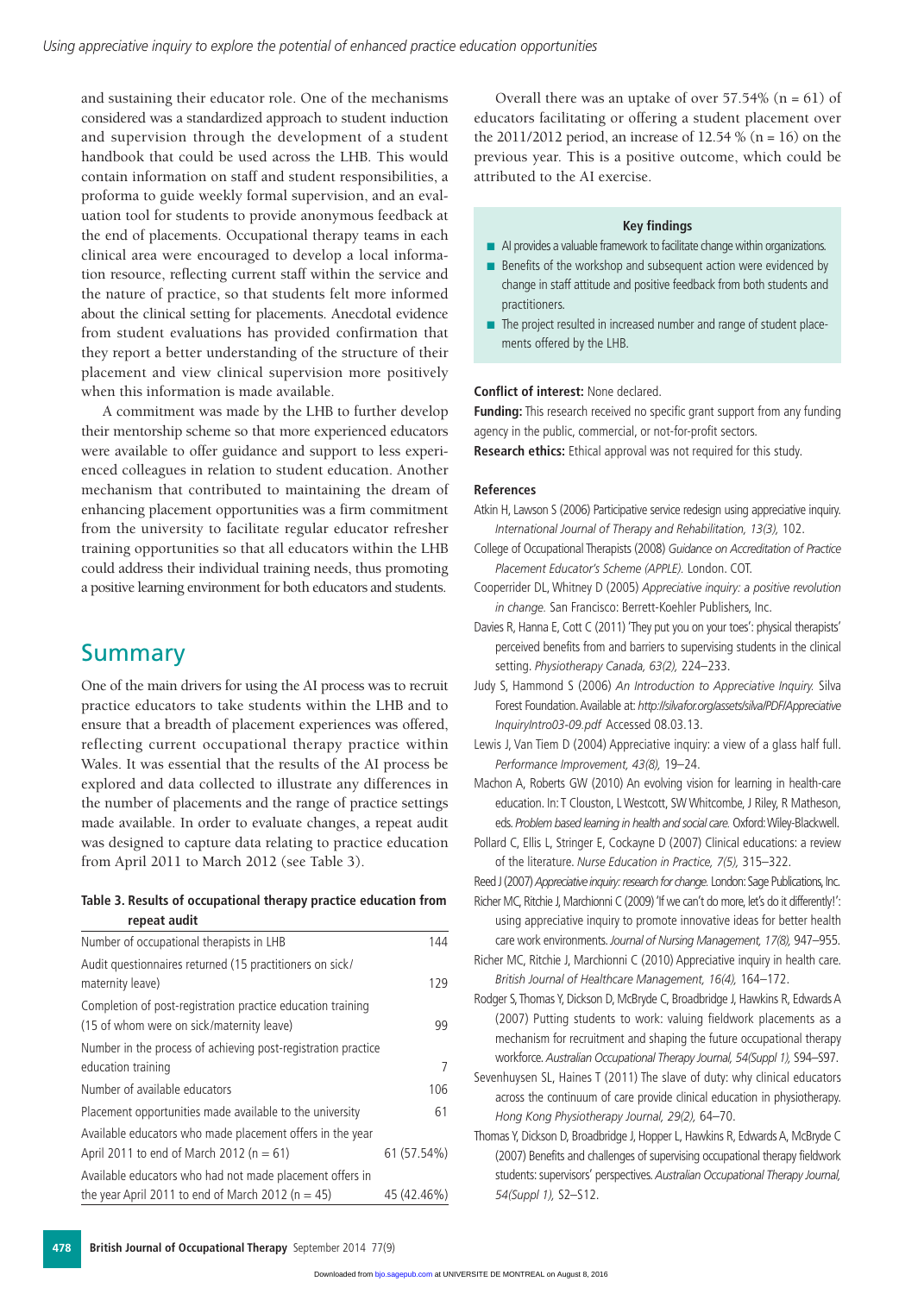and sustaining their educator role. One of the mechanisms considered was a standardized approach to student induction and supervision through the development of a student handbook that could be used across the LHB. This would contain information on staff and student responsibilities, a proforma to guide weekly formal supervision, and an evaluation tool for students to provide anonymous feedback at the end of placements. Occupational therapy teams in each clinical area were encouraged to develop a local information resource, reflecting current staff within the service and the nature of practice, so that students felt more informed about the clinical setting for placements. Anecdotal evidence from student evaluations has provided confirmation that they report a better understanding of the structure of their placement and view clinical supervision more positively when this information is made available.

A commitment was made by the LHB to further develop their mentorship scheme so that more experienced educators were available to offer guidance and support to less experienced colleagues in relation to student education. Another mechanism that contributed to maintaining the dream of enhancing placement opportunities was a firm commitment from the university to facilitate regular educator refresher training opportunities so that all educators within the LHB could address their individual training needs, thus promoting a positive learning environment for both educators and students.

## Summary

One of the main drivers for using the AI process was to recruit practice educators to take students within the LHB and to ensure that a breadth of placement experiences was offered, reflecting current occupational therapy practice within Wales. It was essential that the results of the AI process be explored and data collected to illustrate any differences in the number of placements and the range of practice settings made available. In order to evaluate changes, a repeat audit was designed to capture data relating to practice education from April 2011 to March 2012 (see Table 3).

**Table 3. Results of occupational therapy practice education from repeat audit**

| | |
|---|---|
| Number of occupational therapists in LHB | 144 |
| Audit questionnaires returned (15 practitioners on sick/maternity leave) | 129 |
| Completion of post-registration practice education training (15 of whom were on sick/maternity leave) | 99 |
| Number in the process of achieving post-registration practice education training | 7 |
| Number of available educators | 106 |
| Placement opportunities made available to the university | 61 |
| Available educators who made placement offers in the year April 2011 to end of March 2012 (n = 61) | 61 (57.54%) |
| Available educators who had not made placement offers in the year April 2011 to end of March 2012 (n = 45) | 45 (42.46%) |

Overall there was an uptake of over 57.54% (n = 61) of educators facilitating or offering a student placement over the 2011/2012 period, an increase of 12.54 % (n = 16) on the previous year. This is a positive outcome, which could be attributed to the AI exercise.

**Key findings**

- AI provides a valuable framework to facilitate change within organizations.
- Benefits of the workshop and subsequent action were evidenced by change in staff attitude and positive feedback from both students and practitioners.
- The project resulted in increased number and range of student placements offered by the LHB.

**Conflict of interest:** None declared.

**Funding:** This research received no specific grant support from any funding agency in the public, commercial, or not-for-profit sectors.

**Research ethics:** Ethical approval was not required for this study.

## References

Atkin H, Lawson S (2006) Participative service redesign using appreciative inquiry. *International Journal of Therapy and Rehabilitation, 13(3),* 102.

College of Occupational Therapists (2008) *Guidance on Accreditation of Practice Placement Educator's Scheme (APPLE).* London. COT.

Cooperrider DL, Whitney D (2005) *Appreciative inquiry: a positive revolution in change.* San Francisco: Berrett-Koehler Publishers, Inc.

Davies R, Hanna E, Cott C (2011) 'They put you on your toes': physical therapists' perceived benefits from and barriers to supervising students in the clinical setting. *Physiotherapy Canada, 63(2),* 224–233.

Judy S, Hammond S (2006) *An Introduction to Appreciative Inquiry.* Silva Forest Foundation. Available at: *http://silvafor.org/assets/silva/PDF/AppreciativeInquiryIntro03-09.pdf* Accessed 08.03.13.

Lewis J, Van Tiem D (2004) Appreciative inquiry: a view of a glass half full. *Performance Improvement, 43(8),* 19–24.

Machon A, Roberts GW (2010) An evolving vision for learning in health-care education. In: T Clouston, L Westcott, SW Whitcombe, J Riley, R Matheson, eds. *Problem based learning in health and social care.* Oxford: Wiley-Blackwell.

Pollard C, Ellis L, Stringer E, Cockayne D (2007) Clinical educations: a review of the literature. *Nurse Education in Practice, 7(5),* 315–322.

Reed J (2007) *Appreciative inquiry: research for change.* London: Sage Publications, Inc.

Richer MC, Ritchie J, Marchionni C (2009) 'If we can't do more, let's do it differently!': using appreciative inquiry to promote innovative ideas for better health care work environments. *Journal of Nursing Management, 17(8),* 947–955.

Richer MC, Ritchie J, Marchionni C (2010) Appreciative inquiry in health care. *British Journal of Healthcare Management, 16(4),* 164–172.

Rodger S, Thomas Y, Dickson D, McBryde C, Broadbridge J, Hawkins R, Edwards A (2007) Putting students to work: valuing fieldwork placements as a mechanism for recruitment and shaping the future occupational therapy workforce. *Australian Occupational Therapy Journal, 54(Suppl 1),* S94–S97.

Sevenhuysen SL, Haines T (2011) The slave of duty: why clinical educators across the continuum of care provide clinical education in physiotherapy. *Hong Kong Physiotherapy Journal, 29(2),* 64–70.

Thomas Y, Dickson D, Broadbridge J, Hopper L, Hawkins R, Edwards A, McBryde C (2007) Benefits and challenges of supervising occupational therapy fieldwork students: supervisors' perspectives. *Australian Occupational Therapy Journal, 54(Suppl 1),* S2–S12.